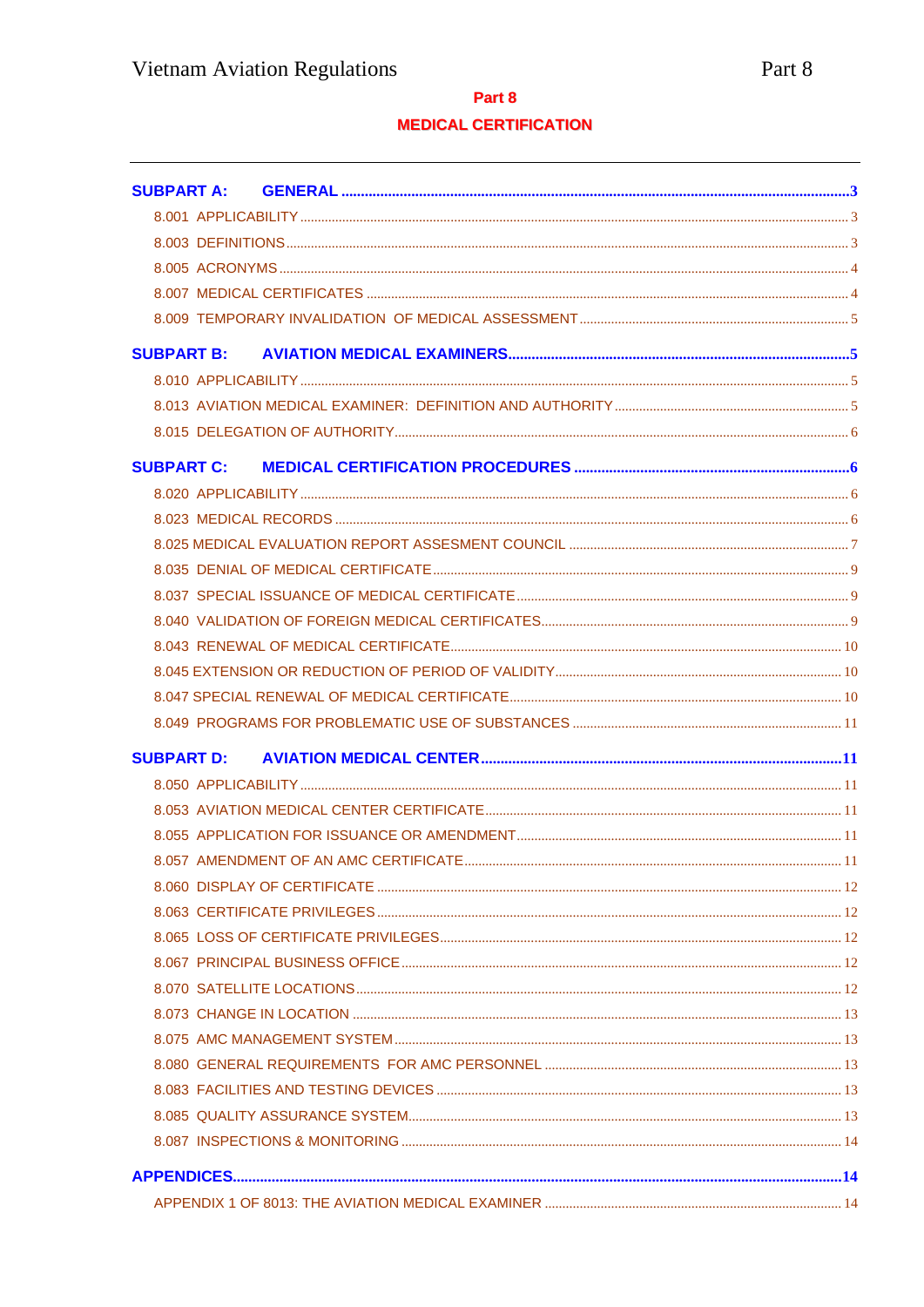# Part 8

# MEDICAL CERTIFICATION

**SUBPART A: GENERAL** ..... 3

- 8.001 APPLICABILITY ..... 3
- 8.003 DEFINITIONS ..... 3
- 8.005 ACRONYMS ..... 4
- 8.007 MEDICAL CERTIFICATES ..... 4
- 8.009 TEMPORARY INVALIDATION OF MEDICAL ASSESSMENT ..... 5

**SUBPART B: AVIATION MEDICAL EXAMINERS** ..... 5

- 8.010 APPLICABILITY ..... 5
- 8.013 AVIATION MEDICAL EXAMINER: DEFINITION AND AUTHORITY ..... 5
- 8.015 DELEGATION OF AUTHORITY ..... 6

**SUBPART C: MEDICAL CERTIFICATION PROCEDURES** ..... 6

- 8.020 APPLICABILITY ..... 6
- 8.023 MEDICAL RECORDS ..... 6
- 8.025 MEDICAL EVALUATION REPORT ASSESMENT COUNCIL ..... 7
- 8.035 DENIAL OF MEDICAL CERTIFICATE ..... 9
- 8.037 SPECIAL ISSUANCE OF MEDICAL CERTIFICATE ..... 9
- 8.040 VALIDATION OF FOREIGN MEDICAL CERTIFICATES ..... 9
- 8.043 RENEWAL OF MEDICAL CERTIFICATE ..... 10
- 8.045 EXTENSION OR REDUCTION OF PERIOD OF VALIDITY ..... 10
- 8.047 SPECIAL RENEWAL OF MEDICAL CERTIFICATE ..... 10
- 8.049 PROGRAMS FOR PROBLEMATIC USE OF SUBSTANCES ..... 11

**SUBPART D: AVIATION MEDICAL CENTER** ..... 11

- 8.050 APPLICABILITY ..... 11
- 8.053 AVIATION MEDICAL CENTER CERTIFICATE ..... 11
- 8.055 APPLICATION FOR ISSUANCE OR AMENDMENT ..... 11
- 8.057 AMENDMENT OF AN AMC CERTIFICATE ..... 11
- 8.060 DISPLAY OF CERTIFICATE ..... 12
- 8.063 CERTIFICATE PRIVILEGES ..... 12
- 8.065 LOSS OF CERTIFICATE PRIVILEGES ..... 12
- 8.067 PRINCIPAL BUSINESS OFFICE ..... 12
- 8.070 SATELLITE LOCATIONS ..... 12
- 8.073 CHANGE IN LOCATION ..... 13
- 8.075 AMC MANAGEMENT SYSTEM ..... 13
- 8.080 GENERAL REQUIREMENTS FOR AMC PERSONNEL ..... 13
- 8.083 FACILITIES AND TESTING DEVICES ..... 13
- 8.085 QUALITY ASSURANCE SYSTEM ..... 13
- 8.087 INSPECTIONS & MONITORING ..... 14

**APPENDICES** ..... 14

- APPENDIX 1 OF 8013: THE AVIATION MEDICAL EXAMINER ..... 14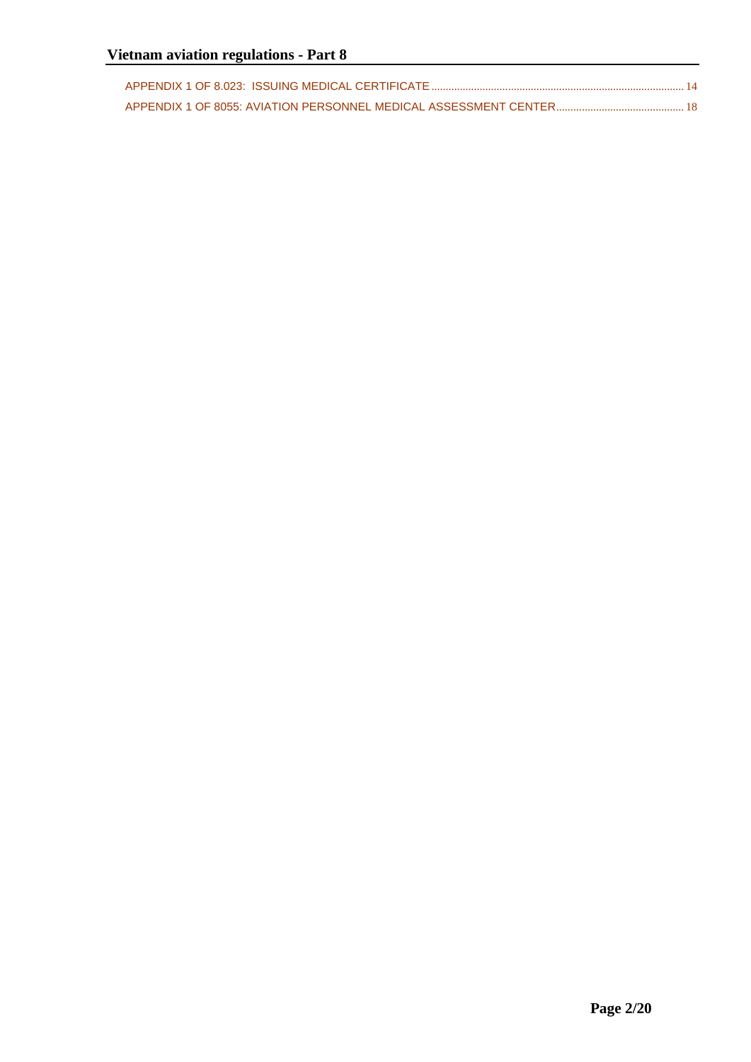APPENDIX 1 OF 8.023: ISSUING MEDICAL CERTIFICATE ........................................................ 14

APPENDIX 1 OF 8055: AVIATION PERSONNEL MEDICAL ASSESSMENT CENTER ........................................ 18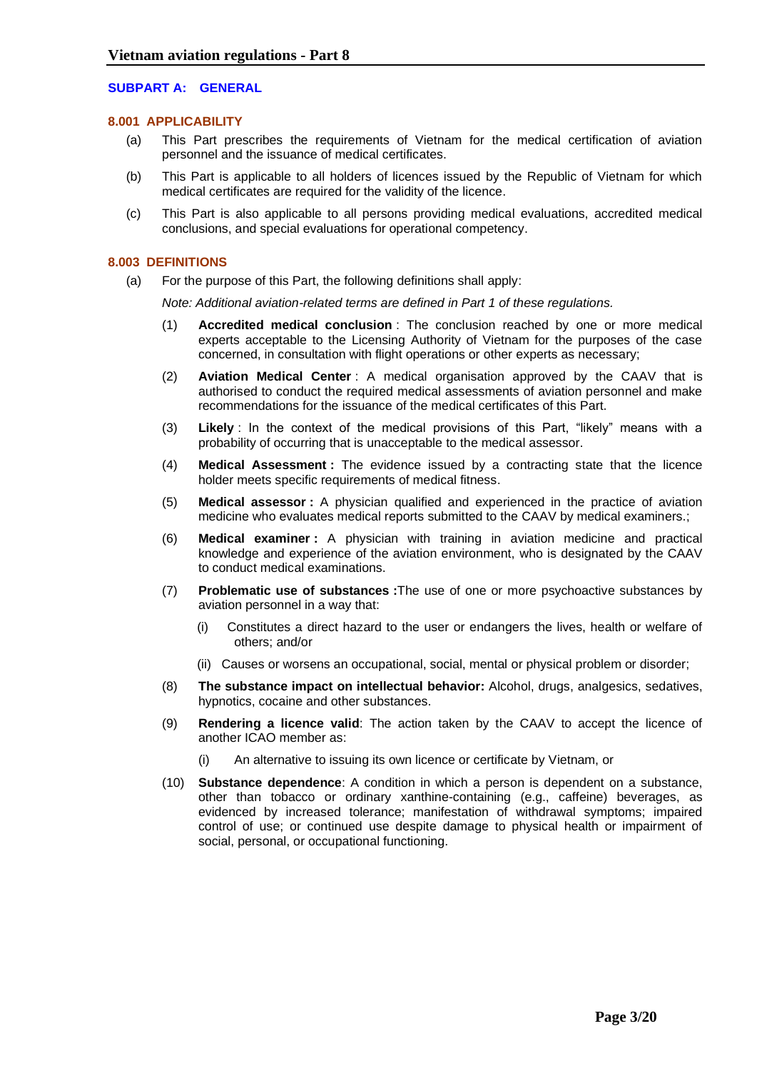## SUBPART A: GENERAL

### 8.001 APPLICABILITY

(a) This Part prescribes the requirements of Vietnam for the medical certification of aviation personnel and the issuance of medical certificates.

(b) This Part is applicable to all holders of licences issued by the Republic of Vietnam for which medical certificates are required for the validity of the licence.

(c) This Part is also applicable to all persons providing medical evaluations, accredited medical conclusions, and special evaluations for operational competency.

### 8.003 DEFINITIONS

(a) For the purpose of this Part, the following definitions shall apply:

*Note: Additional aviation-related terms are defined in Part 1 of these regulations.*

(1) **Accredited medical conclusion** : The conclusion reached by one or more medical experts acceptable to the Licensing Authority of Vietnam for the purposes of the case concerned, in consultation with flight operations or other experts as necessary;

(2) **Aviation Medical Center** : A medical organisation approved by the CAAV that is authorised to conduct the required medical assessments of aviation personnel and make recommendations for the issuance of the medical certificates of this Part.

(3) **Likely** : In the context of the medical provisions of this Part, "likely" means with a probability of occurring that is unacceptable to the medical assessor.

(4) **Medical Assessment :** The evidence issued by a contracting state that the licence holder meets specific requirements of medical fitness.

(5) **Medical assessor :** A physician qualified and experienced in the practice of aviation medicine who evaluates medical reports submitted to the CAAV by medical examiners.;

(6) **Medical examiner :** A physician with training in aviation medicine and practical knowledge and experience of the aviation environment, who is designated by the CAAV to conduct medical examinations.

(7) **Problematic use of substances :**The use of one or more psychoactive substances by aviation personnel in a way that:

  (i) Constitutes a direct hazard to the user or endangers the lives, health or welfare of others; and/or

  (ii) Causes or worsens an occupational, social, mental or physical problem or disorder;

(8) **The substance impact on intellectual behavior:** Alcohol, drugs, analgesics, sedatives, hypnotics, cocaine and other substances.

(9) **Rendering a licence valid**: The action taken by the CAAV to accept the licence of another ICAO member as:

  (i) An alternative to issuing its own licence or certificate by Vietnam, or

(10) **Substance dependence**: A condition in which a person is dependent on a substance, other than tobacco or ordinary xanthine-containing (e.g., caffeine) beverages, as evidenced by increased tolerance; manifestation of withdrawal symptoms; impaired control of use; or continued use despite damage to physical health or impairment of social, personal, or occupational functioning.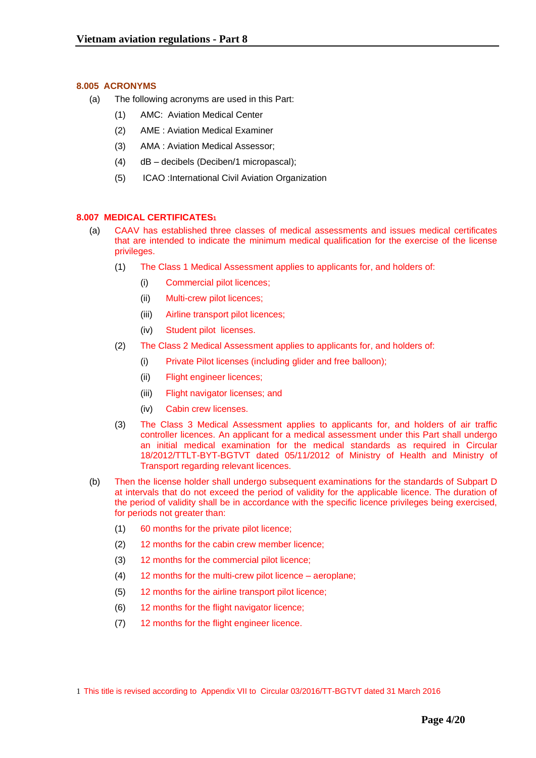### 8.005 ACRONYMS

(a) The following acronyms are used in this Part:

(1) AMC: Aviation Medical Center

(2) AME : Aviation Medical Examiner

(3) AMA : Aviation Medical Assessor;

(4) dB – decibels (Deciben/1 micropascal);

(5) ICAO :International Civil Aviation Organization

### 8.007 MEDICAL CERTIFICATES[1]

(a) CAAV has established three classes of medical assessments and issues medical certificates that are intended to indicate the minimum medical qualification for the exercise of the license privileges.

(1) The Class 1 Medical Assessment applies to applicants for, and holders of:

(i) Commercial pilot licences;

(ii) Multi-crew pilot licences;

(iii) Airline transport pilot licences;

(iv) Student pilot licenses.

(2) The Class 2 Medical Assessment applies to applicants for, and holders of:

(i) Private Pilot licenses (including glider and free balloon);

(ii) Flight engineer licences;

(iii) Flight navigator licenses; and

(iv) Cabin crew licenses.

(3) The Class 3 Medical Assessment applies to applicants for, and holders of air traffic controller licences. An applicant for a medical assessment under this Part shall undergo an initial medical examination for the medical standards as required in Circular 18/2012/TTLT-BYT-BGTVT dated 05/11/2012 of Ministry of Health and Ministry of Transport regarding relevant licences.

(b) Then the license holder shall undergo subsequent examinations for the standards of Subpart D at intervals that do not exceed the period of validity for the applicable licence. The duration of the period of validity shall be in accordance with the specific licence privileges being exercised, for periods not greater than:

(1) 60 months for the private pilot licence;

(2) 12 months for the cabin crew member licence;

(3) 12 months for the commercial pilot licence;

(4) 12 months for the multi-crew pilot licence – aeroplane;

(5) 12 months for the airline transport pilot licence;

(6) 12 months for the flight navigator licence;

(7) 12 months for the flight engineer licence.

---

[1] This title is revised according to Appendix VII to Circular 03/2016/TT-BGTVT dated 31 March 2016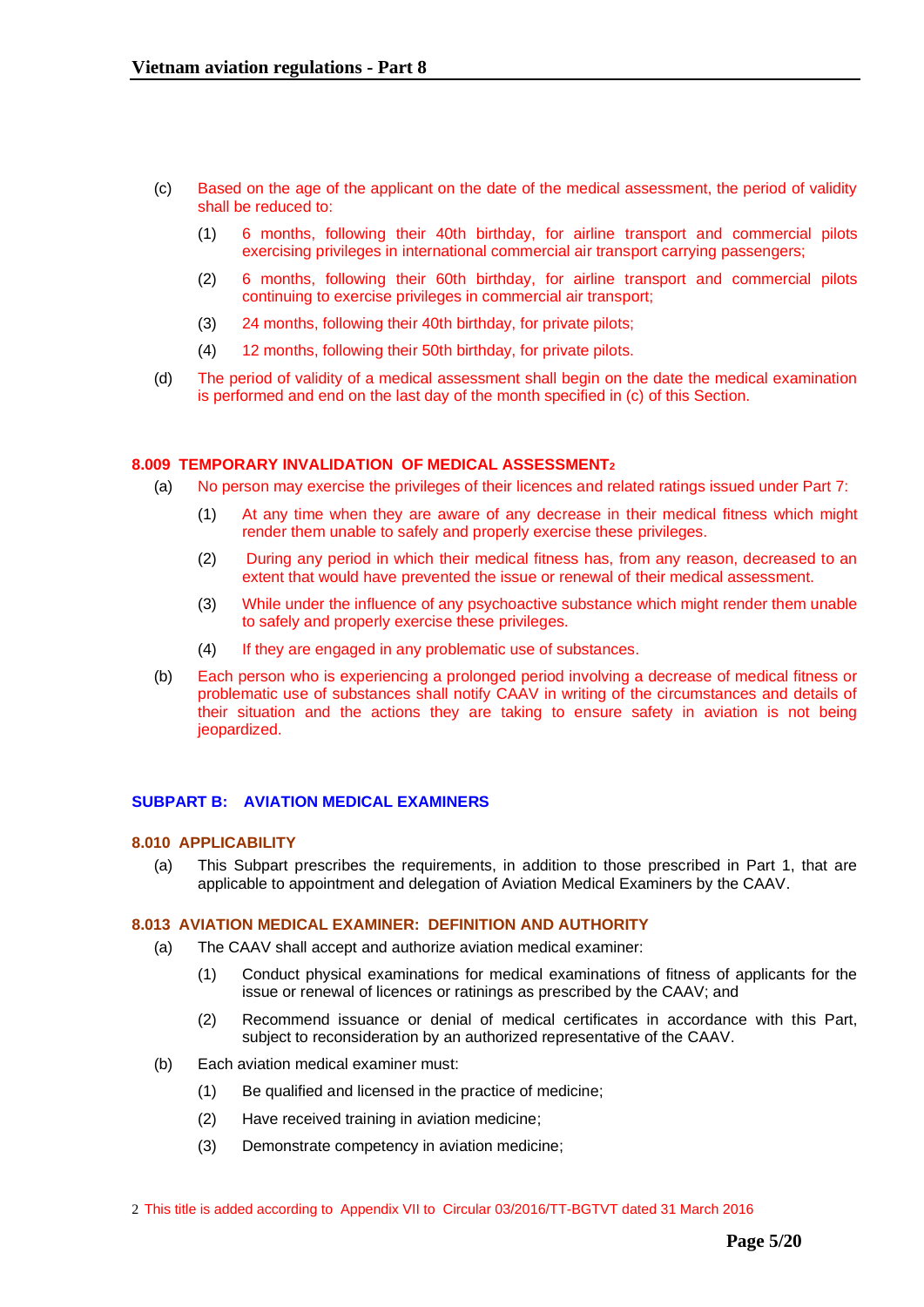(c) Based on the age of the applicant on the date of the medical assessment, the period of validity shall be reduced to:

(1) 6 months, following their 40th birthday, for airline transport and commercial pilots exercising privileges in international commercial air transport carrying passengers;

(2) 6 months, following their 60th birthday, for airline transport and commercial pilots continuing to exercise privileges in commercial air transport;

(3) 24 months, following their 40th birthday, for private pilots;

(4) 12 months, following their 50th birthday, for private pilots.

(d) The period of validity of a medical assessment shall begin on the date the medical examination is performed and end on the last day of the month specified in (c) of this Section.

#### 8.009 TEMPORARY INVALIDATION OF MEDICAL ASSESSMENT[2]

(a) No person may exercise the privileges of their licences and related ratings issued under Part 7:

(1) At any time when they are aware of any decrease in their medical fitness which might render them unable to safely and properly exercise these privileges.

(2) During any period in which their medical fitness has, from any reason, decreased to an extent that would have prevented the issue or renewal of their medical assessment.

(3) While under the influence of any psychoactive substance which might render them unable to safely and properly exercise these privileges.

(4) If they are engaged in any problematic use of substances.

(b) Each person who is experiencing a prolonged period involving a decrease of medical fitness or problematic use of substances shall notify CAAV in writing of the circumstances and details of their situation and the actions they are taking to ensure safety in aviation is not being jeopardized.

### SUBPART B: AVIATION MEDICAL EXAMINERS

#### 8.010 APPLICABILITY

(a) This Subpart prescribes the requirements, in addition to those prescribed in Part 1, that are applicable to appointment and delegation of Aviation Medical Examiners by the CAAV.

#### 8.013 AVIATION MEDICAL EXAMINER: DEFINITION AND AUTHORITY

(a) The CAAV shall accept and authorize aviation medical examiner:

(1) Conduct physical examinations for medical examinations of fitness of applicants for the issue or renewal of licences or ratinings as prescribed by the CAAV; and

(2) Recommend issuance or denial of medical certificates in accordance with this Part, subject to reconsideration by an authorized representative of the CAAV.

(b) Each aviation medical examiner must:

(1) Be qualified and licensed in the practice of medicine;

(2) Have received training in aviation medicine;

(3) Demonstrate competency in aviation medicine;

2 This title is added according to Appendix VII to Circular 03/2016/TT-BGTVT dated 31 March 2016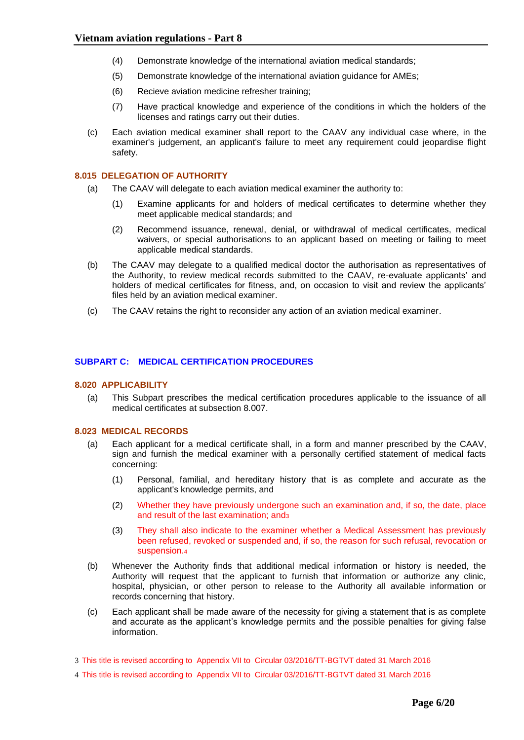(4) Demonstrate knowledge of the international aviation medical standards;

(5) Demonstrate knowledge of the international aviation guidance for AMEs;

(6) Recieve aviation medicine refresher training;

(7) Have practical knowledge and experience of the conditions in which the holders of the licenses and ratings carry out their duties.

(c) Each aviation medical examiner shall report to the CAAV any individual case where, in the examiner's judgement, an applicant's failure to meet any requirement could jeopardise flight safety.

### 8.015 DELEGATION OF AUTHORITY

(a) The CAAV will delegate to each aviation medical examiner the authority to:

(1) Examine applicants for and holders of medical certificates to determine whether they meet applicable medical standards; and

(2) Recommend issuance, renewal, denial, or withdrawal of medical certificates, medical waivers, or special authorisations to an applicant based on meeting or failing to meet applicable medical standards.

(b) The CAAV may delegate to a qualified medical doctor the authorisation as representatives of the Authority, to review medical records submitted to the CAAV, re-evaluate applicants' and holders of medical certificates for fitness, and, on occasion to visit and review the applicants' files held by an aviation medical examiner.

(c) The CAAV retains the right to reconsider any action of an aviation medical examiner.

## SUBPART C: MEDICAL CERTIFICATION PROCEDURES

### 8.020 APPLICABILITY

(a) This Subpart prescribes the medical certification procedures applicable to the issuance of all medical certificates at subsection 8.007.

### 8.023 MEDICAL RECORDS

(a) Each applicant for a medical certificate shall, in a form and manner prescribed by the CAAV, sign and furnish the medical examiner with a personally certified statement of medical facts concerning:

(1) Personal, familial, and hereditary history that is as complete and accurate as the applicant's knowledge permits, and

(2) Whether they have previously undergone such an examination and, if so, the date, place and result of the last examination; and[3]

(3) They shall also indicate to the examiner whether a Medical Assessment has previously been refused, revoked or suspended and, if so, the reason for such refusal, revocation or suspension.[4]

(b) Whenever the Authority finds that additional medical information or history is needed, the Authority will request that the applicant to furnish that information or authorize any clinic, hospital, physician, or other person to release to the Authority all available information or records concerning that history.

(c) Each applicant shall be made aware of the necessity for giving a statement that is as complete and accurate as the applicant's knowledge permits and the possible penalties for giving false information.

3 This title is revised according to Appendix VII to Circular 03/2016/TT-BGTVT dated 31 March 2016

4 This title is revised according to Appendix VII to Circular 03/2016/TT-BGTVT dated 31 March 2016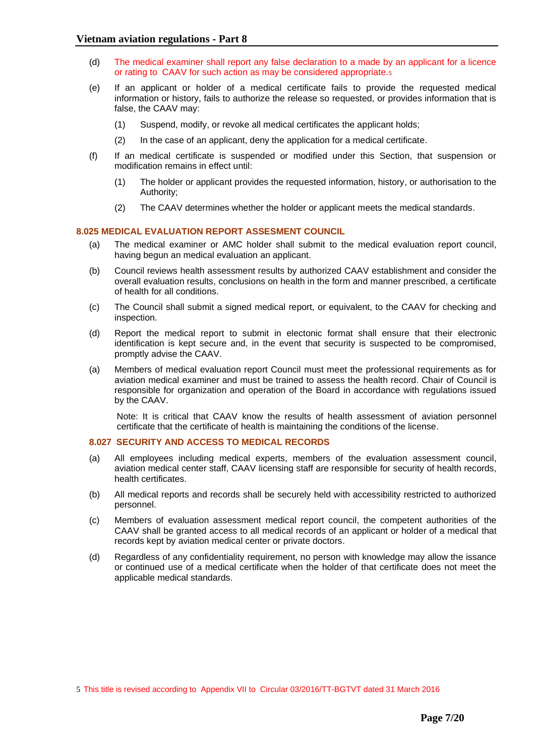(d) The medical examiner shall report any false declaration to a made by an applicant for a licence or rating to CAAV for such action as may be considered appropriate.[5]

(e) If an applicant or holder of a medical certificate fails to provide the requested medical information or history, fails to authorize the release so requested, or provides information that is false, the CAAV may:

(1) Suspend, modify, or revoke all medical certificates the applicant holds;

(2) In the case of an applicant, deny the application for a medical certificate.

(f) If an medical certificate is suspended or modified under this Section, that suspension or modification remains in effect until:

(1) The holder or applicant provides the requested information, history, or authorisation to the Authority;

(2) The CAAV determines whether the holder or applicant meets the medical standards.

### 8.025 MEDICAL EVALUATION REPORT ASSESMENT COUNCIL

(a) The medical examiner or AMC holder shall submit to the medical evaluation report council, having begun an medical evaluation an applicant.

(b) Council reviews health assessment results by authorized CAAV establishment and consider the overall evaluation results, conclusions on health in the form and manner prescribed, a certificate of health for all conditions.

(c) The Council shall submit a signed medical report, or equivalent, to the CAAV for checking and inspection.

(d) Report the medical report to submit in electonic format shall ensure that their electronic identification is kept secure and, in the event that security is suspected to be compromised, promptly advise the CAAV.

(a) Members of medical evaluation report Council must meet the professional requirements as for aviation medical examiner and must be trained to assess the health record. Chair of Council is responsible for organization and operation of the Board in accordance with regulations issued by the CAAV.

Note: It is critical that CAAV know the results of health assessment of aviation personnel certificate that the certificate of health is maintaining the conditions of the license.

### 8.027 SECURITY AND ACCESS TO MEDICAL RECORDS

(a) All employees including medical experts, members of the evaluation assessment council, aviation medical center staff, CAAV licensing staff are responsible for security of health records, health certificates.

(b) All medical reports and records shall be securely held with accessibility restricted to authorized personnel.

(c) Members of evaluation assessment medical report council, the competent authorities of the CAAV shall be granted access to all medical records of an applicant or holder of a medical that records kept by aviation medical center or private doctors.

(d) Regardless of any confidentiality requirement, no person with knowledge may allow the issance or continued use of a medical certificate when the holder of that certificate does not meet the applicable medical standards.

[5] This title is revised according to Appendix VII to Circular 03/2016/TT-BGTVT dated 31 March 2016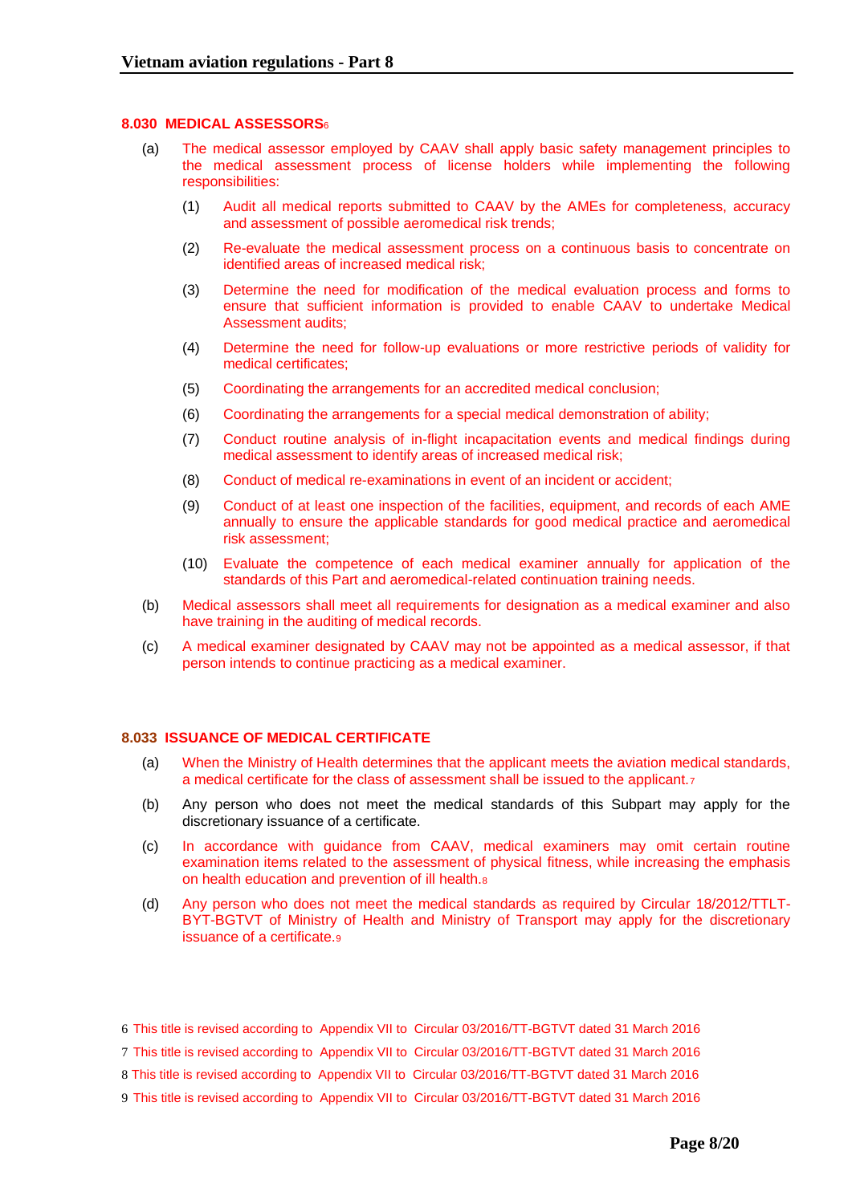### 8.030 MEDICAL ASSESSORS[6]

(a) The medical assessor employed by CAAV shall apply basic safety management principles to the medical assessment process of license holders while implementing the following responsibilities:

(1) Audit all medical reports submitted to CAAV by the AMEs for completeness, accuracy and assessment of possible aeromedical risk trends;

(2) Re-evaluate the medical assessment process on a continuous basis to concentrate on identified areas of increased medical risk;

(3) Determine the need for modification of the medical evaluation process and forms to ensure that sufficient information is provided to enable CAAV to undertake Medical Assessment audits;

(4) Determine the need for follow-up evaluations or more restrictive periods of validity for medical certificates;

(5) Coordinating the arrangements for an accredited medical conclusion;

(6) Coordinating the arrangements for a special medical demonstration of ability;

(7) Conduct routine analysis of in-flight incapacitation events and medical findings during medical assessment to identify areas of increased medical risk;

(8) Conduct of medical re-examinations in event of an incident or accident;

(9) Conduct of at least one inspection of the facilities, equipment, and records of each AME annually to ensure the applicable standards for good medical practice and aeromedical risk assessment;

(10) Evaluate the competence of each medical examiner annually for application of the standards of this Part and aeromedical-related continuation training needs.

(b) Medical assessors shall meet all requirements for designation as a medical examiner and also have training in the auditing of medical records.

(c) A medical examiner designated by CAAV may not be appointed as a medical assessor, if that person intends to continue practicing as a medical examiner.

### 8.033 ISSUANCE OF MEDICAL CERTIFICATE

(a) When the Ministry of Health determines that the applicant meets the aviation medical standards, a medical certificate for the class of assessment shall be issued to the applicant.[7]

(b) Any person who does not meet the medical standards of this Subpart may apply for the discretionary issuance of a certificate.

(c) In accordance with guidance from CAAV, medical examiners may omit certain routine examination items related to the assessment of physical fitness, while increasing the emphasis on health education and prevention of ill health.[8]

(d) Any person who does not meet the medical standards as required by Circular 18/2012/TTLT-BYT-BGTVT of Ministry of Health and Ministry of Transport may apply for the discretionary issuance of a certificate.[9]

---

6 This title is revised according to Appendix VII to Circular 03/2016/TT-BGTVT dated 31 March 2016

7 This title is revised according to Appendix VII to Circular 03/2016/TT-BGTVT dated 31 March 2016

8 This title is revised according to Appendix VII to Circular 03/2016/TT-BGTVT dated 31 March 2016

9 This title is revised according to Appendix VII to Circular 03/2016/TT-BGTVT dated 31 March 2016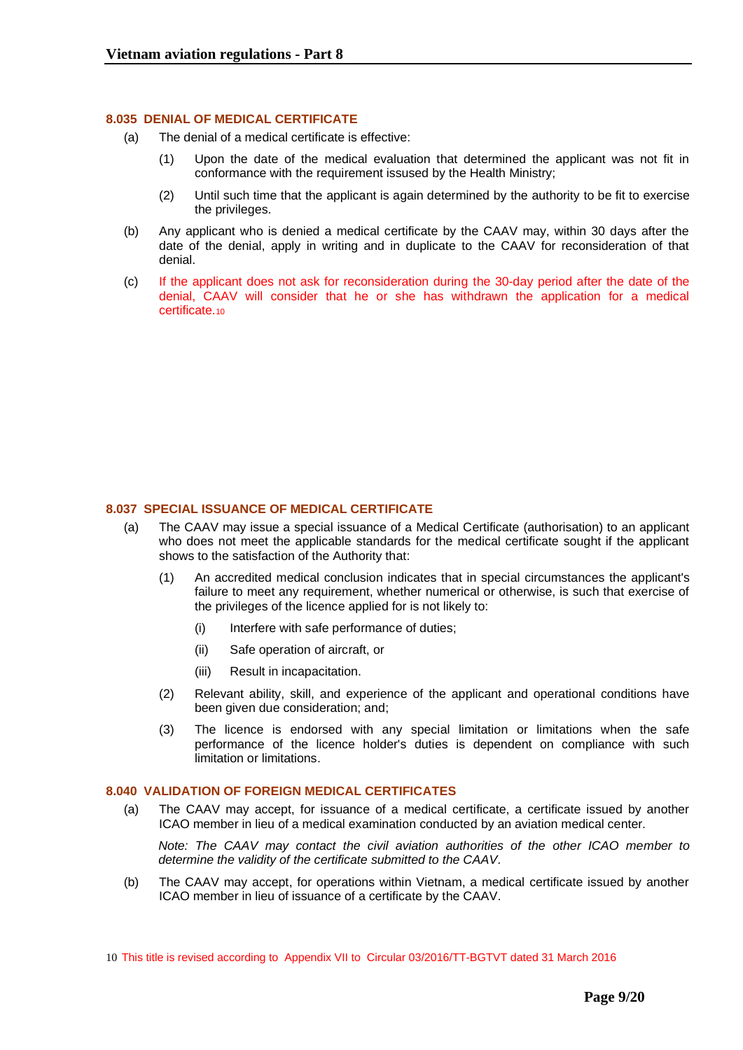### 8.035 DENIAL OF MEDICAL CERTIFICATE

(a) The denial of a medical certificate is effective:

(1) Upon the date of the medical evaluation that determined the applicant was not fit in conformance with the requirement issued by the Health Ministry;

(2) Until such time that the applicant is again determined by the authority to be fit to exercise the privileges.

(b) Any applicant who is denied a medical certificate by the CAAV may, within 30 days after the date of the denial, apply in writing and in duplicate to the CAAV for reconsideration of that denial.

(c) If the applicant does not ask for reconsideration during the 30-day period after the date of the denial, CAAV will consider that he or she has withdrawn the application for a medical certificate.[10]

### 8.037 SPECIAL ISSUANCE OF MEDICAL CERTIFICATE

(a) The CAAV may issue a special issuance of a Medical Certificate (authorisation) to an applicant who does not meet the applicable standards for the medical certificate sought if the applicant shows to the satisfaction of the Authority that:

(1) An accredited medical conclusion indicates that in special circumstances the applicant's failure to meet any requirement, whether numerical or otherwise, is such that exercise of the privileges of the licence applied for is not likely to:

(i) Interfere with safe performance of duties;

(ii) Safe operation of aircraft, or

(iii) Result in incapacitation.

(2) Relevant ability, skill, and experience of the applicant and operational conditions have been given due consideration; and;

(3) The licence is endorsed with any special limitation or limitations when the safe performance of the licence holder's duties is dependent on compliance with such limitation or limitations.

### 8.040 VALIDATION OF FOREIGN MEDICAL CERTIFICATES

(a) The CAAV may accept, for issuance of a medical certificate, a certificate issued by another ICAO member in lieu of a medical examination conducted by an aviation medical center.

*Note: The CAAV may contact the civil aviation authorities of the other ICAO member to determine the validity of the certificate submitted to the CAAV.*

(b) The CAAV may accept, for operations within Vietnam, a medical certificate issued by another ICAO member in lieu of issuance of a certificate by the CAAV.

[10] This title is revised according to Appendix VII to Circular 03/2016/TT-BGTVT dated 31 March 2016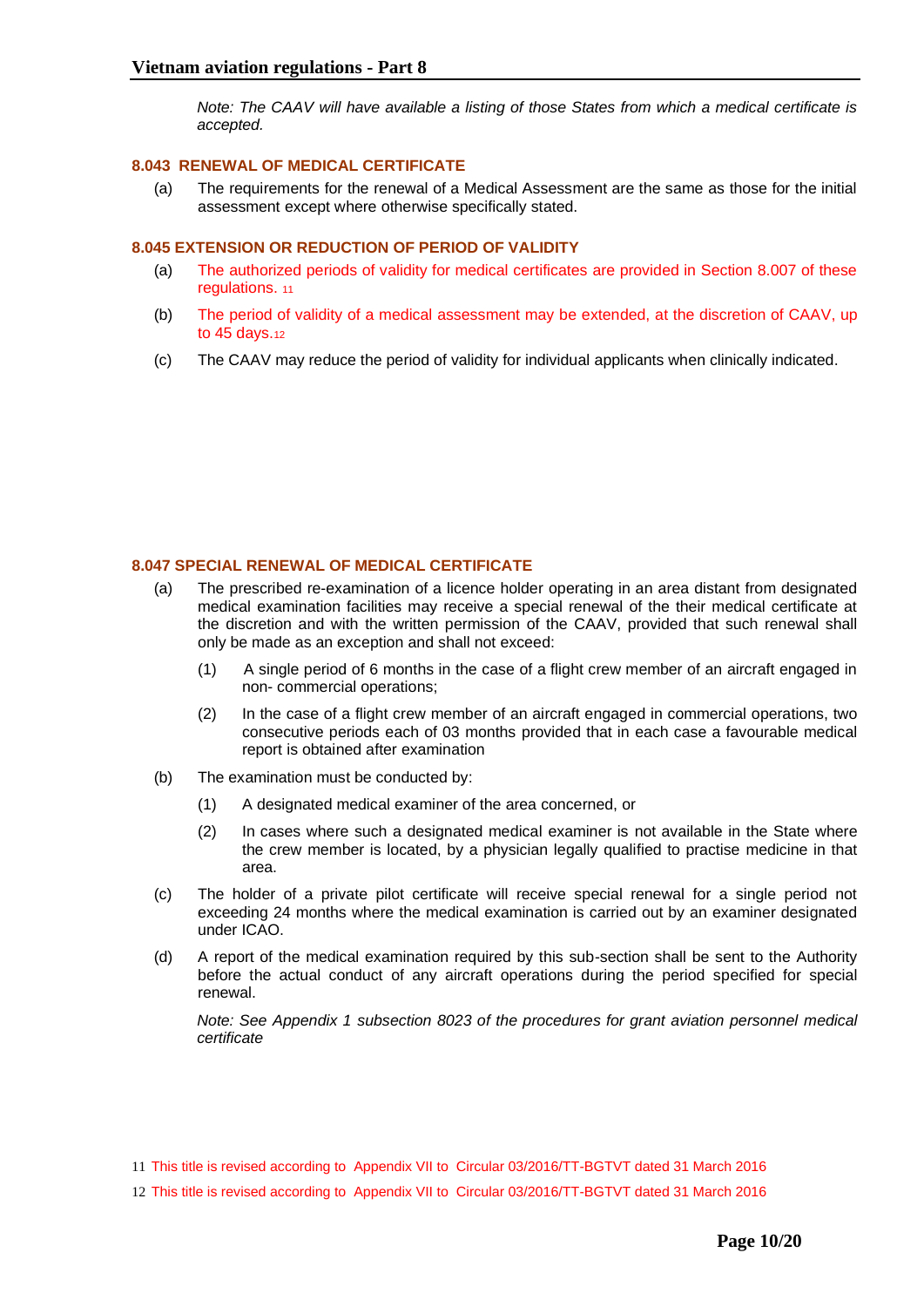*Note: The CAAV will have available a listing of those States from which a medical certificate is accepted.*

### 8.043 RENEWAL OF MEDICAL CERTIFICATE

(a) The requirements for the renewal of a Medical Assessment are the same as those for the initial assessment except where otherwise specifically stated.

### 8.045 EXTENSION OR REDUCTION OF PERIOD OF VALIDITY

(a) The authorized periods of validity for medical certificates are provided in Section 8.007 of these regulations. [11]

(b) The period of validity of a medical assessment may be extended, at the discretion of CAAV, up to 45 days.[12]

(c) The CAAV may reduce the period of validity for individual applicants when clinically indicated.

### 8.047 SPECIAL RENEWAL OF MEDICAL CERTIFICATE

(a) The prescribed re-examination of a licence holder operating in an area distant from designated medical examination facilities may receive a special renewal of the their medical certificate at the discretion and with the written permission of the CAAV, provided that such renewal shall only be made as an exception and shall not exceed:

(1) A single period of 6 months in the case of a flight crew member of an aircraft engaged in non- commercial operations;

(2) In the case of a flight crew member of an aircraft engaged in commercial operations, two consecutive periods each of 03 months provided that in each case a favourable medical report is obtained after examination

(b) The examination must be conducted by:

(1) A designated medical examiner of the area concerned, or

(2) In cases where such a designated medical examiner is not available in the State where the crew member is located, by a physician legally qualified to practise medicine in that area.

(c) The holder of a private pilot certificate will receive special renewal for a single period not exceeding 24 months where the medical examination is carried out by an examiner designated under ICAO.

(d) A report of the medical examination required by this sub-section shall be sent to the Authority before the actual conduct of any aircraft operations during the period specified for special renewal.

*Note: See Appendix 1 subsection 8023 of the procedures for grant aviation personnel medical certificate*

---

[11] This title is revised according to Appendix VII to Circular 03/2016/TT-BGTVT dated 31 March 2016

[12] This title is revised according to Appendix VII to Circular 03/2016/TT-BGTVT dated 31 March 2016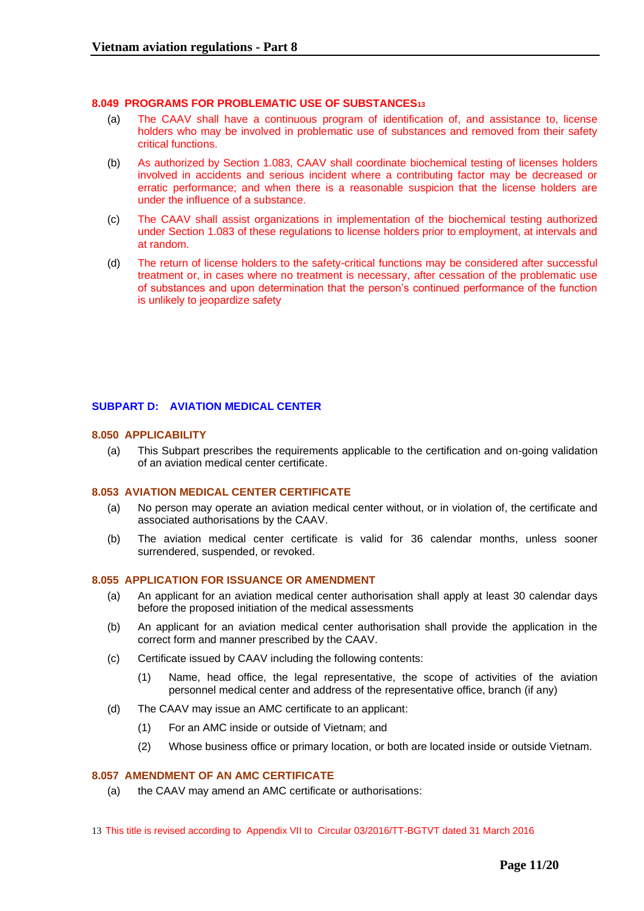### 8.049 PROGRAMS FOR PROBLEMATIC USE OF SUBSTANCES[13]

(a) The CAAV shall have a continuous program of identification of, and assistance to, license holders who may be involved in problematic use of substances and removed from their safety critical functions.

(b) As authorized by Section 1.083, CAAV shall coordinate biochemical testing of licenses holders involved in accidents and serious incident where a contributing factor may be decreased or erratic performance; and when there is a reasonable suspicion that the license holders are under the influence of a substance.

(c) The CAAV shall assist organizations in implementation of the biochemical testing authorized under Section 1.083 of these regulations to license holders prior to employment, at intervals and at random.

(d) The return of license holders to the safety-critical functions may be considered after successful treatment or, in cases where no treatment is necessary, after cessation of the problematic use of substances and upon determination that the person's continued performance of the function is unlikely to jeopardize safety

## SUBPART D: AVIATION MEDICAL CENTER

### 8.050 APPLICABILITY

(a) This Subpart prescribes the requirements applicable to the certification and on-going validation of an aviation medical center certificate.

### 8.053 AVIATION MEDICAL CENTER CERTIFICATE

(a) No person may operate an aviation medical center without, or in violation of, the certificate and associated authorisations by the CAAV.

(b) The aviation medical center certificate is valid for 36 calendar months, unless sooner surrendered, suspended, or revoked.

### 8.055 APPLICATION FOR ISSUANCE OR AMENDMENT

(a) An applicant for an aviation medical center authorisation shall apply at least 30 calendar days before the proposed initiation of the medical assessments

(b) An applicant for an aviation medical center authorisation shall provide the application in the correct form and manner prescribed by the CAAV.

(c) Certificate issued by CAAV including the following contents:

  (1) Name, head office, the legal representative, the scope of activities of the aviation personnel medical center and address of the representative office, branch (if any)

(d) The CAAV may issue an AMC certificate to an applicant:

  (1) For an AMC inside or outside of Vietnam; and

  (2) Whose business office or primary location, or both are located inside or outside Vietnam.

### 8.057 AMENDMENT OF AN AMC CERTIFICATE

(a) the CAAV may amend an AMC certificate or authorisations:

---

13 This title is revised according to Appendix VII to Circular 03/2016/TT-BGTVT dated 31 March 2016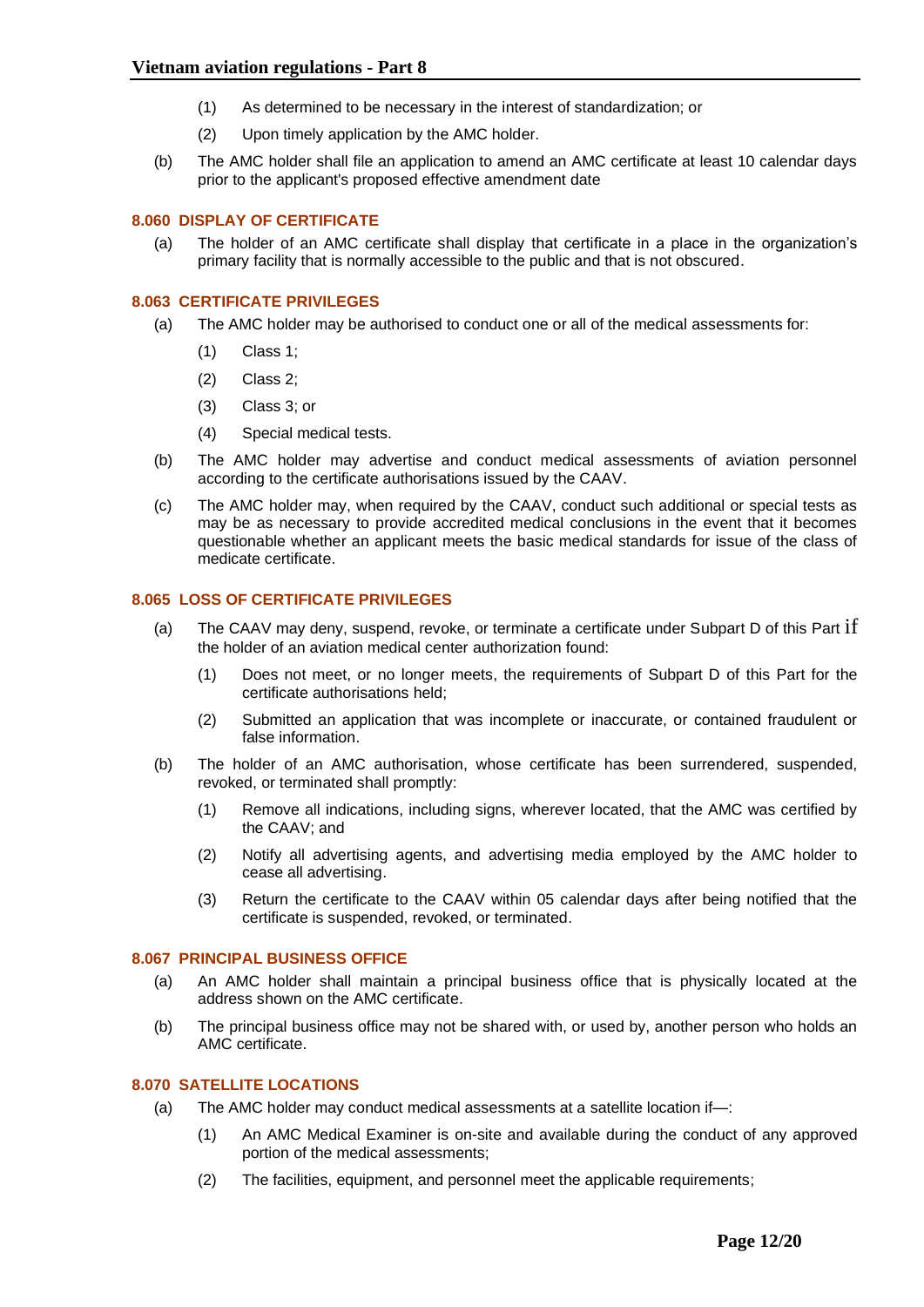(1) As determined to be necessary in the interest of standardization; or

(2) Upon timely application by the AMC holder.

(b) The AMC holder shall file an application to amend an AMC certificate at least 10 calendar days prior to the applicant's proposed effective amendment date

### 8.060 DISPLAY OF CERTIFICATE

(a) The holder of an AMC certificate shall display that certificate in a place in the organization's primary facility that is normally accessible to the public and that is not obscured.

### 8.063 CERTIFICATE PRIVILEGES

(a) The AMC holder may be authorised to conduct one or all of the medical assessments for:

(1) Class 1;

(2) Class 2;

(3) Class 3; or

(4) Special medical tests.

(b) The AMC holder may advertise and conduct medical assessments of aviation personnel according to the certificate authorisations issued by the CAAV.

(c) The AMC holder may, when required by the CAAV, conduct such additional or special tests as may be as necessary to provide accredited medical conclusions in the event that it becomes questionable whether an applicant meets the basic medical standards for issue of the class of medicate certificate.

### 8.065 LOSS OF CERTIFICATE PRIVILEGES

(a) The CAAV may deny, suspend, revoke, or terminate a certificate under Subpart D of this Part if the holder of an aviation medical center authorization found:

(1) Does not meet, or no longer meets, the requirements of Subpart D of this Part for the certificate authorisations held;

(2) Submitted an application that was incomplete or inaccurate, or contained fraudulent or false information.

(b) The holder of an AMC authorisation, whose certificate has been surrendered, suspended, revoked, or terminated shall promptly:

(1) Remove all indications, including signs, wherever located, that the AMC was certified by the CAAV; and

(2) Notify all advertising agents, and advertising media employed by the AMC holder to cease all advertising.

(3) Return the certificate to the CAAV within 05 calendar days after being notified that the certificate is suspended, revoked, or terminated.

### 8.067 PRINCIPAL BUSINESS OFFICE

(a) An AMC holder shall maintain a principal business office that is physically located at the address shown on the AMC certificate.

(b) The principal business office may not be shared with, or used by, another person who holds an AMC certificate.

### 8.070 SATELLITE LOCATIONS

(a) The AMC holder may conduct medical assessments at a satellite location if—:

(1) An AMC Medical Examiner is on-site and available during the conduct of any approved portion of the medical assessments;

(2) The facilities, equipment, and personnel meet the applicable requirements;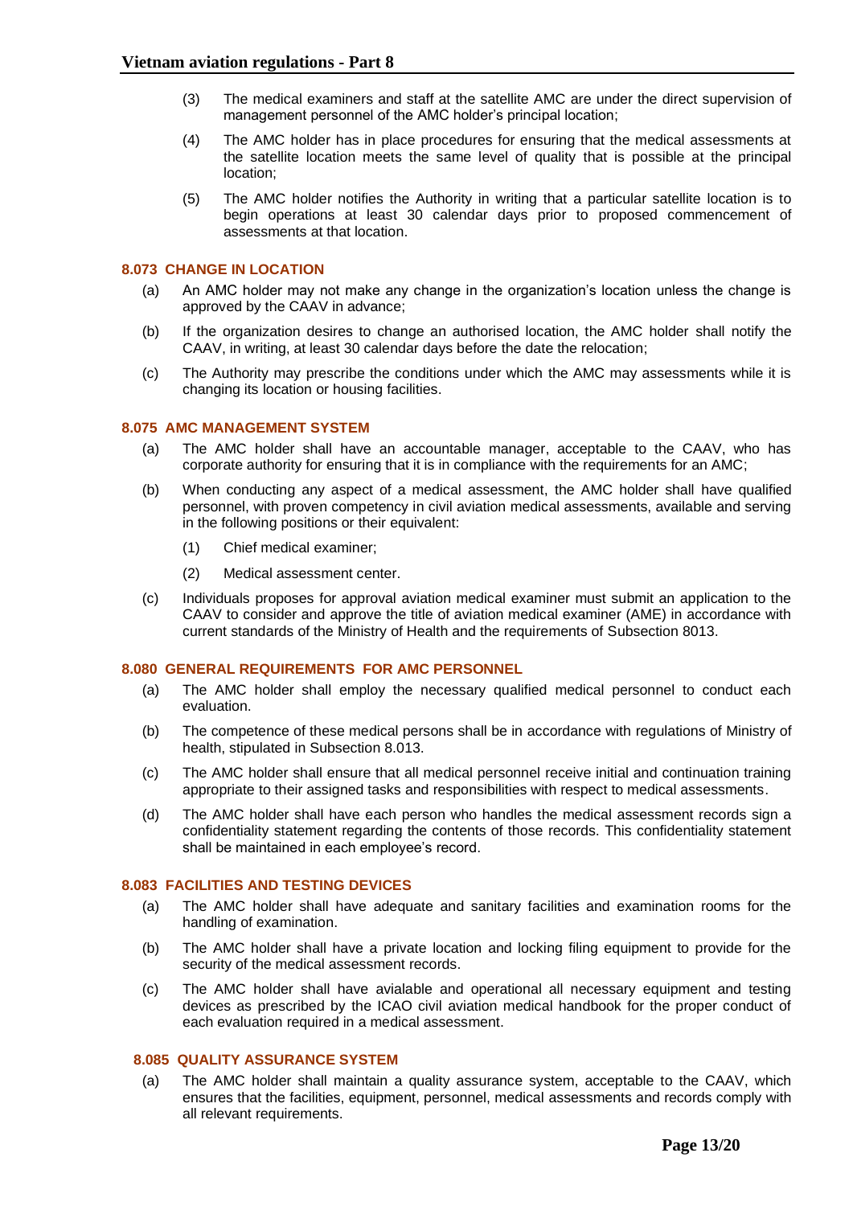(3) The medical examiners and staff at the satellite AMC are under the direct supervision of management personnel of the AMC holder's principal location;

(4) The AMC holder has in place procedures for ensuring that the medical assessments at the satellite location meets the same level of quality that is possible at the principal location;

(5) The AMC holder notifies the Authority in writing that a particular satellite location is to begin operations at least 30 calendar days prior to proposed commencement of assessments at that location.

### 8.073 CHANGE IN LOCATION

(a) An AMC holder may not make any change in the organization's location unless the change is approved by the CAAV in advance;

(b) If the organization desires to change an authorised location, the AMC holder shall notify the CAAV, in writing, at least 30 calendar days before the date the relocation;

(c) The Authority may prescribe the conditions under which the AMC may assessments while it is changing its location or housing facilities.

### 8.075 AMC MANAGEMENT SYSTEM

(a) The AMC holder shall have an accountable manager, acceptable to the CAAV, who has corporate authority for ensuring that it is in compliance with the requirements for an AMC;

(b) When conducting any aspect of a medical assessment, the AMC holder shall have qualified personnel, with proven competency in civil aviation medical assessments, available and serving in the following positions or their equivalent:

(1) Chief medical examiner;

(2) Medical assessment center.

(c) Individuals proposes for approval aviation medical examiner must submit an application to the CAAV to consider and approve the title of aviation medical examiner (AME) in accordance with current standards of the Ministry of Health and the requirements of Subsection 8013.

### 8.080 GENERAL REQUIREMENTS FOR AMC PERSONNEL

(a) The AMC holder shall employ the necessary qualified medical personnel to conduct each evaluation.

(b) The competence of these medical persons shall be in accordance with regulations of Ministry of health, stipulated in Subsection 8.013.

(c) The AMC holder shall ensure that all medical personnel receive initial and continuation training appropriate to their assigned tasks and responsibilities with respect to medical assessments.

(d) The AMC holder shall have each person who handles the medical assessment records sign a confidentiality statement regarding the contents of those records. This confidentiality statement shall be maintained in each employee's record.

### 8.083 FACILITIES AND TESTING DEVICES

(a) The AMC holder shall have adequate and sanitary facilities and examination rooms for the handling of examination.

(b) The AMC holder shall have a private location and locking filing equipment to provide for the security of the medical assessment records.

(c) The AMC holder shall have avialable and operational all necessary equipment and testing devices as prescribed by the ICAO civil aviation medical handbook for the proper conduct of each evaluation required in a medical assessment.

### 8.085 QUALITY ASSURANCE SYSTEM

(a) The AMC holder shall maintain a quality assurance system, acceptable to the CAAV, which ensures that the facilities, equipment, personnel, medical assessments and records comply with all relevant requirements.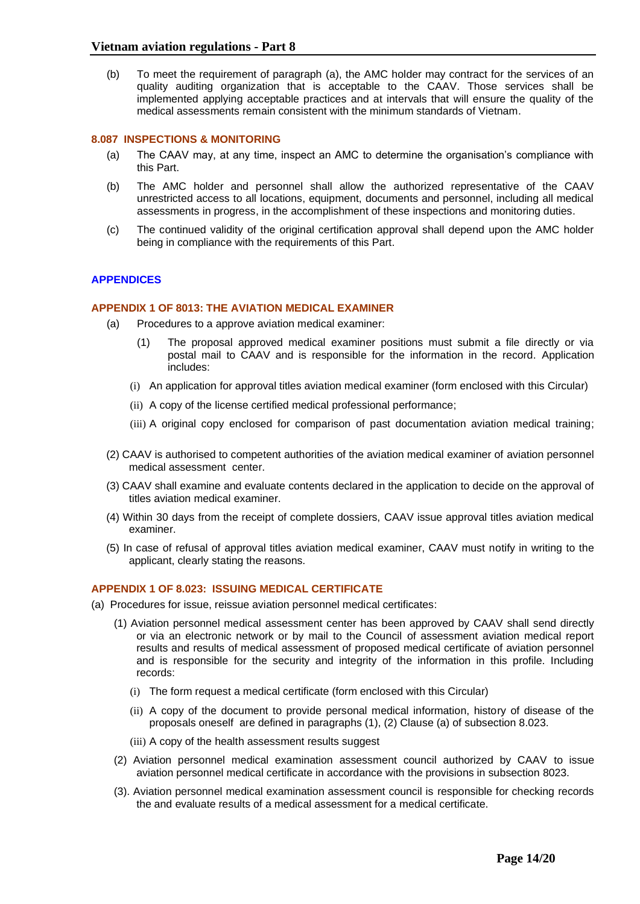(b) To meet the requirement of paragraph (a), the AMC holder may contract for the services of an quality auditing organization that is acceptable to the CAAV. Those services shall be implemented applying acceptable practices and at intervals that will ensure the quality of the medical assessments remain consistent with the minimum standards of Vietnam.

### 8.087 INSPECTIONS & MONITORING

(a) The CAAV may, at any time, inspect an AMC to determine the organisation's compliance with this Part.

(b) The AMC holder and personnel shall allow the authorized representative of the CAAV unrestricted access to all locations, equipment, documents and personnel, including all medical assessments in progress, in the accomplishment of these inspections and monitoring duties.

(c) The continued validity of the original certification approval shall depend upon the AMC holder being in compliance with the requirements of this Part.

## APPENDICES

### APPENDIX 1 OF 8013: THE AVIATION MEDICAL EXAMINER

(a) Procedures to a approve aviation medical examiner:

(1) The proposal approved medical examiner positions must submit a file directly or via postal mail to CAAV and is responsible for the information in the record. Application includes:

(i) An application for approval titles aviation medical examiner (form enclosed with this Circular)

(ii) A copy of the license certified medical professional performance;

(iii) A original copy enclosed for comparison of past documentation aviation medical training;

(2) CAAV is authorised to competent authorities of the aviation medical examiner of aviation personnel medical assessment center.

(3) CAAV shall examine and evaluate contents declared in the application to decide on the approval of titles aviation medical examiner.

(4) Within 30 days from the receipt of complete dossiers, CAAV issue approval titles aviation medical examiner.

(5) In case of refusal of approval titles aviation medical examiner, CAAV must notify in writing to the applicant, clearly stating the reasons.

### APPENDIX 1 OF 8.023: ISSUING MEDICAL CERTIFICATE

(a) Procedures for issue, reissue aviation personnel medical certificates:

(1) Aviation personnel medical assessment center has been approved by CAAV shall send directly or via an electronic network or by mail to the Council of assessment aviation medical report results and results of medical assessment of proposed medical certificate of aviation personnel and is responsible for the security and integrity of the information in this profile. Including records:

(i) The form request a medical certificate (form enclosed with this Circular)

(ii) A copy of the document to provide personal medical information, history of disease of the proposals oneself are defined in paragraphs (1), (2) Clause (a) of subsection 8.023.

(iii) A copy of the health assessment results suggest

(2) Aviation personnel medical examination assessment council authorized by CAAV to issue aviation personnel medical certificate in accordance with the provisions in subsection 8023.

(3). Aviation personnel medical examination assessment council is responsible for checking records the and evaluate results of a medical assessment for a medical certificate.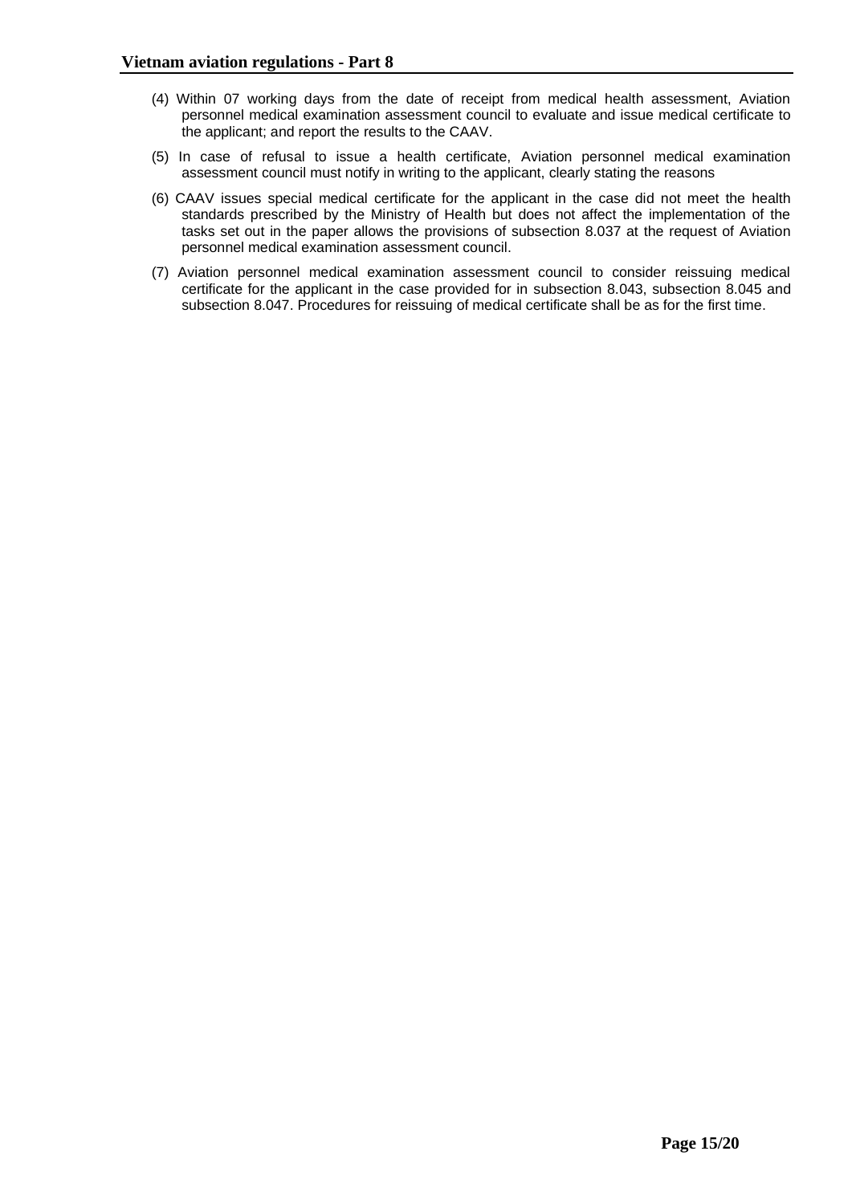(4) Within 07 working days from the date of receipt from medical health assessment, Aviation personnel medical examination assessment council to evaluate and issue medical certificate to the applicant; and report the results to the CAAV.

(5) In case of refusal to issue a health certificate, Aviation personnel medical examination assessment council must notify in writing to the applicant, clearly stating the reasons

(6) CAAV issues special medical certificate for the applicant in the case did not meet the health standards prescribed by the Ministry of Health but does not affect the implementation of the tasks set out in the paper allows the provisions of subsection 8.037 at the request of Aviation personnel medical examination assessment council.

(7) Aviation personnel medical examination assessment council to consider reissuing medical certificate for the applicant in the case provided for in subsection 8.043, subsection 8.045 and subsection 8.047. Procedures for reissuing of medical certificate shall be as for the first time.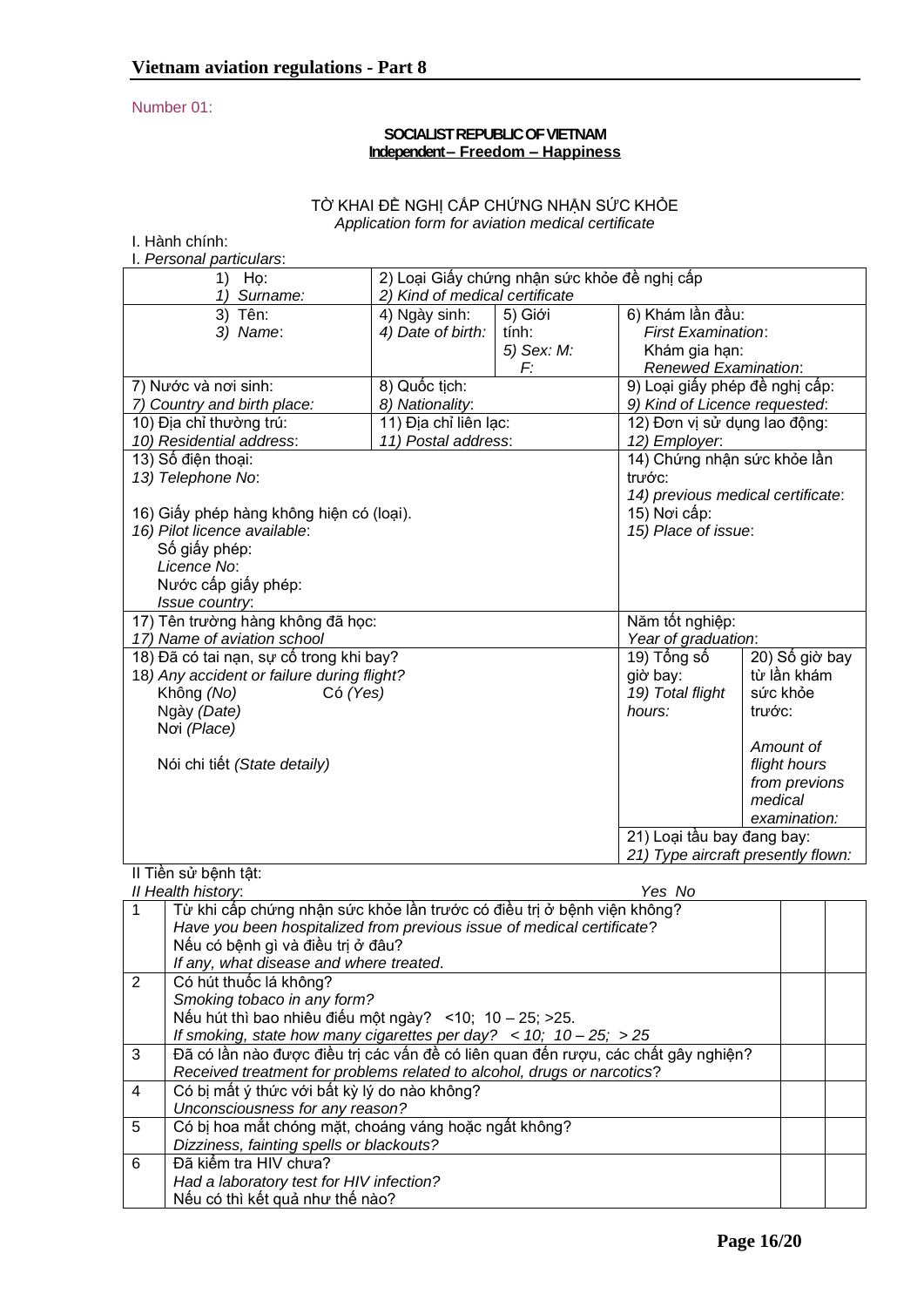Number 01:

**SOCIALIST REPUBLIC OF VIETNAM**
**Independent – Freedom – Happiness**

TỜ KHAI ĐỀ NGHỊ CẤP CHỨNG NHẬN SỨC KHỎE
*Application form for aviation medical certificate*

I. Hành chính:
I. *Personal particulars*:

| | | | | |
|---|---|---|---|---|
| 1) Họ:<br>*1) Surname:* | 2) Loại Giấy chứng nhận sức khỏe đề nghị cấp<br>*2) Kind of medical certificate* | | | |
| 3) Tên:<br>*3) Name*: | 4) Ngày sinh:<br>*4) Date of birth:* | 5) Giới tính:<br>*5) Sex: M:*<br>*F:* | 6) Khám lần đầu:<br>*First Examination*:<br>Khám gia hạn:<br>*Renewed Examination*: | |
| 7) Nước và nơi sinh:<br>*7) Country and birth place:* | 8) Quốc tịch:<br>*8) Nationality*: | | 9) Loại giấy phép đề nghị cấp:<br>*9) Kind of Licence requested*: | |
| 10) Địa chỉ thường trú:<br>*10) Residential address*: | 11) Địa chỉ liên lạc:<br>*11) Postal address*: | | 12) Đơn vị sử dụng lao động:<br>*12) Employer*: | |
| 13) Số điện thoại:<br>*13) Telephone No*:<br><br>16) Giấy phép hàng không hiện có (loại).<br>*16) Pilot licence available*:<br>Số giấy phép:<br>*Licence No*:<br>Nước cấp giấy phép:<br>*Issue country*: | | | 14) Chứng nhận sức khỏe lần trước:<br>*14) previous medical certificate*:<br>15) Nơi cấp:<br>*15) Place of issue*: | |
| 17) Tên trường hàng không đã học:<br>*17) Name of aviation school* | | | Năm tốt nghiệp:<br>*Year of graduation*: | |
| 18) Đã có tai nạn, sự cố trong khi bay?<br>*18) Any accident or failure during flight?*<br>Không *(No)* Có *(Yes)*<br>Ngày *(Date)*<br>Nơi *(Place)*<br><br>Nói chi tiết *(State detaily)* | | | 19) Tổng số giờ bay:<br>*19) Total flight hours:* | 20) Số giờ bay từ lần khám sức khỏe trước:<br><br>*Amount of flight hours from previons medical examination:* |
| | | | 21) Loại tầu bay đang bay:<br>*21) Type aircraft presently flown:* | |

II Tiền sử bệnh tật:
*II Health history*:

| | | Yes | No |
|---|---|---|---|
| 1 | Từ khi cấp chứng nhận sức khỏe lần trước có điều trị ở bệnh viện không?<br>*Have you been hospitalized from previous issue of medical certificate*?<br>Nếu có bệnh gì và điều trị ở đâu?<br>*If any, what disease and where treated*. | | |
| 2 | Có hút thuốc lá không?<br>*Smoking tobaco in any form?*<br>Nếu hút thì bao nhiêu điếu một ngày? <10; 10 – 25; >25.<br>*If smoking, state how many cigarettes per day? < 10; 10 – 25; > 25* | | |
| 3 | Đã có lần nào được điều trị các vấn đề có liên quan đến rượu, các chất gây nghiện?<br>*Received treatment for problems related to alcohol, drugs or narcotics*? | | |
| 4 | Có bị mất ý thức với bất kỳ lý do nào không?<br>*Unconsciousness for any reason?* | | |
| 5 | Có bị hoa mắt chóng mặt, choáng váng hoặc ngất không?<br>*Dizziness, fainting spells or blackouts?* | | |
| 6 | Đã kiểm tra HIV chưa?<br>*Had a laboratory test for HIV infection?*<br>Nếu có thì kết quả như thế nào? | | |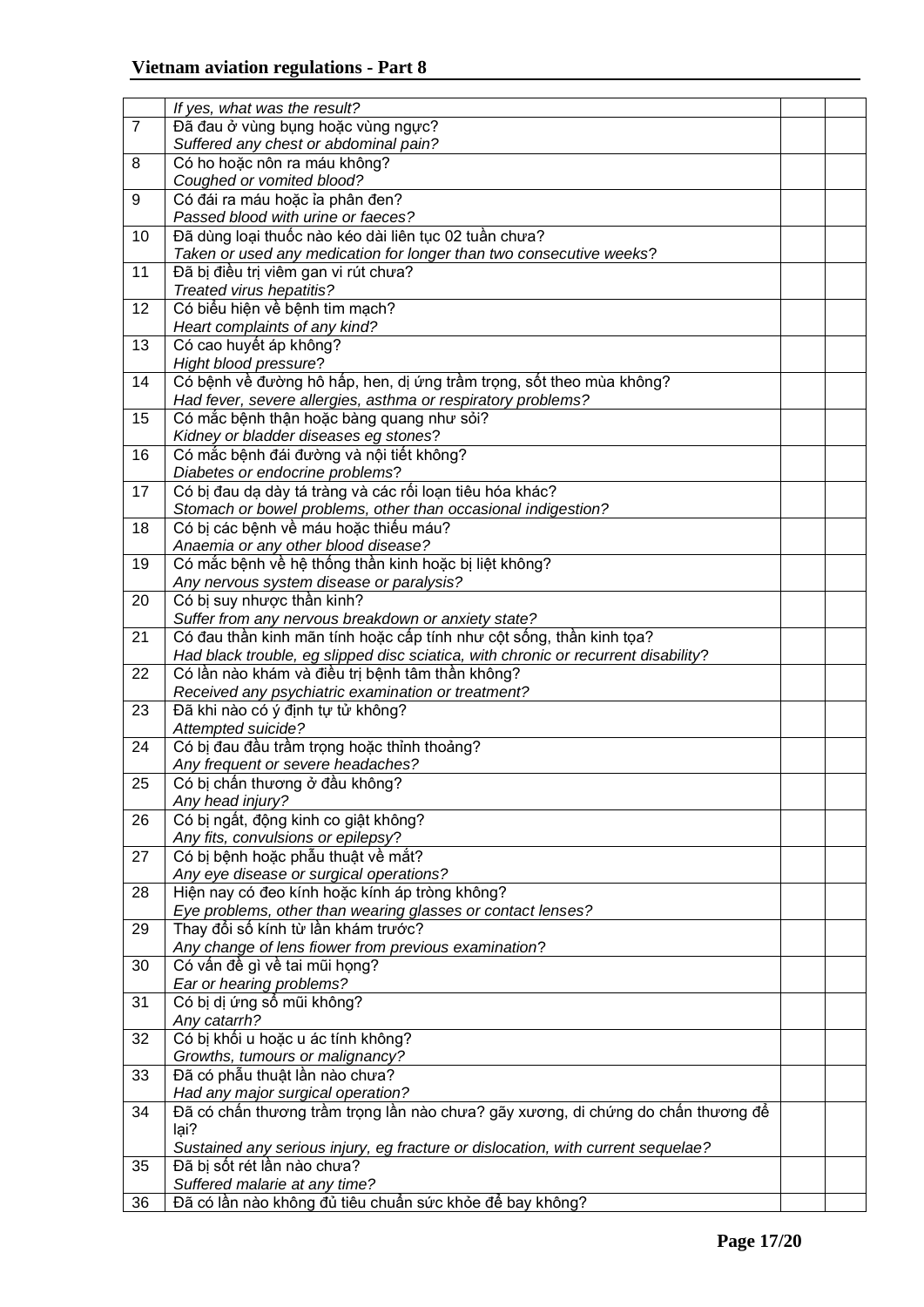| | | | |
|---|---|---|---|
| | *If yes, what was the result?* | | |
| 7 | Đã đau ở vùng bụng hoặc vùng ngực?<br>*Suffered any chest or abdominal pain?* | | |
| 8 | Có ho hoặc nôn ra máu không?<br>*Coughed or vomited blood?* | | |
| 9 | Có đái ra máu hoặc ỉa phân đen?<br>*Passed blood with urine or faeces?* | | |
| 10 | Đã dùng loại thuốc nào kéo dài liên tục 02 tuần chưa?<br>*Taken or used any medication for longer than two consecutive weeks*? | | |
| 11 | Đã bị điều trị viêm gan vi rút chưa?<br>*Treated virus hepatitis?* | | |
| 12 | Có biểu hiện về bệnh tim mạch?<br>*Heart complaints of any kind?* | | |
| 13 | Có cao huyết áp không?<br>*Hight blood pressure*? | | |
| 14 | Có bệnh về đường hô hấp, hen, dị ứng trầm trọng, sốt theo mùa không?<br>*Had fever, severe allergies, asthma or respiratory problems?* | | |
| 15 | Có mắc bệnh thận hoặc bàng quang như sỏi?<br>*Kidney or bladder diseases eg stones*? | | |
| 16 | Có mắc bệnh đái đường và nội tiết không?<br>*Diabetes or endocrine problems*? | | |
| 17 | Có bị đau dạ dày tá tràng và các rối loạn tiêu hóa khác?<br>*Stomach or bowel problems, other than occasional indigestion?* | | |
| 18 | Có bị các bệnh về máu hoặc thiếu máu?<br>*Anaemia or any other blood disease?* | | |
| 19 | Có mắc bệnh về hệ thống thần kinh hoặc bị liệt không?<br>*Any nervous system disease or paralysis?* | | |
| 20 | Có bị suy nhược thần kinh?<br>*Suffer from any nervous breakdown or anxiety state?* | | |
| 21 | Có đau thần kinh mãn tính hoặc cấp tính như cột sống, thần kinh tọa?<br>*Had black trouble, eg slipped disc sciatica, with chronic or recurrent disability*? | | |
| 22 | Có lần nào khám và điều trị bệnh tâm thần không?<br>*Received any psychiatric examination or treatment?* | | |
| 23 | Đã khi nào có ý định tự tử không?<br>*Attempted suicide?* | | |
| 24 | Có bị đau đầu trầm trọng hoặc thỉnh thoảng?<br>*Any frequent or severe headaches?* | | |
| 25 | Có bị chấn thương ở đầu không?<br>*Any head injury?* | | |
| 26 | Có bị ngất, động kinh co giật không?<br>*Any fits, convulsions or epilepsy*? | | |
| 27 | Có bị bệnh hoặc phẫu thuật về mắt?<br>*Any eye disease or surgical operations?* | | |
| 28 | Hiện nay có đeo kính hoặc kính áp tròng không?<br>*Eye problems, other than wearing glasses or contact lenses?* | | |
| 29 | Thay đổi số kính từ lần khám trước?<br>*Any change of lens fiower from previous examination*? | | |
| 30 | Có vấn đề gì về tai mũi họng?<br>*Ear or hearing problems?* | | |
| 31 | Có bị dị ứng sổ mũi không?<br>*Any catarrh?* | | |
| 32 | Có bị khối u hoặc u ác tính không?<br>*Growths, tumours or malignancy?* | | |
| 33 | Đã có phẫu thuật lần nào chưa?<br>*Had any major surgical operation?* | | |
| 34 | Đã có chấn thương trầm trọng lần nào chưa? gãy xương, di chứng do chấn thương để lại?<br>*Sustained any serious injury, eg fracture or dislocation, with current sequelae?* | | |
| 35 | Đã bị sốt rét lần nào chưa?<br>*Suffered malarie at any time?* | | |
| 36 | Đã có lần nào không đủ tiêu chuẩn sức khỏe để bay không? | | |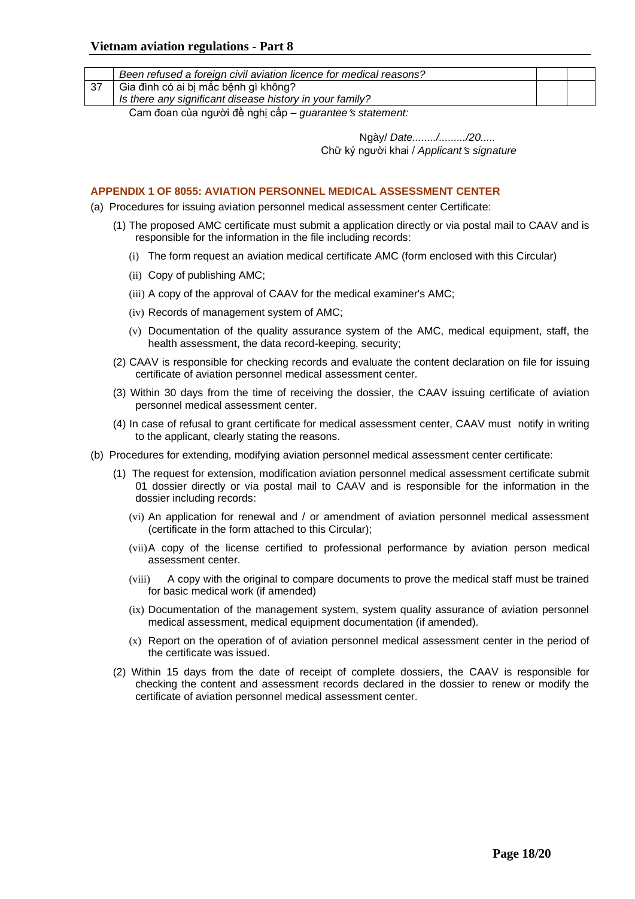|  | Been refused a foreign civil aviation licence for medical reasons? |  |  |
|---|---|---|---|
| 37 | Gia đình có ai bị mắc bệnh gì không?<br>Is there any significant disease history in your family? |  |  |

Cam đoan của người đề nghị cấp – *guarantee's statement:*

Ngày/ *Date......../........./20.....*
Chữ ký người khai / *Applicant's signature*

### APPENDIX 1 OF 8055: AVIATION PERSONNEL MEDICAL ASSESSMENT CENTER

(a) Procedures for issuing aviation personnel medical assessment center Certificate:

(1) The proposed AMC certificate must submit a application directly or via postal mail to CAAV and is responsible for the information in the file including records:

(i) The form request an aviation medical certificate AMC (form enclosed with this Circular)

(ii) Copy of publishing AMC;

(iii) A copy of the approval of CAAV for the medical examiner's AMC;

(iv) Records of management system of AMC;

(v) Documentation of the quality assurance system of the AMC, medical equipment, staff, the health assessment, the data record-keeping, security;

(2) CAAV is responsible for checking records and evaluate the content declaration on file for issuing certificate of aviation personnel medical assessment center.

(3) Within 30 days from the time of receiving the dossier, the CAAV issuing certificate of aviation personnel medical assessment center.

(4) In case of refusal to grant certificate for medical assessment center, CAAV must notify in writing to the applicant, clearly stating the reasons.

(b) Procedures for extending, modifying aviation personnel medical assessment center certificate:

(1) The request for extension, modification aviation personnel medical assessment certificate submit 01 dossier directly or via postal mail to CAAV and is responsible for the information in the dossier including records:

(vi) An application for renewal and / or amendment of aviation personnel medical assessment (certificate in the form attached to this Circular);

(vii) A copy of the license certified to professional performance by aviation person medical assessment center.

(viii) A copy with the original to compare documents to prove the medical staff must be trained for basic medical work (if amended)

(ix) Documentation of the management system, system quality assurance of aviation personnel medical assessment, medical equipment documentation (if amended).

(x) Report on the operation of of aviation personnel medical assessment center in the period of the certificate was issued.

(2) Within 15 days from the date of receipt of complete dossiers, the CAAV is responsible for checking the content and assessment records declared in the dossier to renew or modify the certificate of aviation personnel medical assessment center.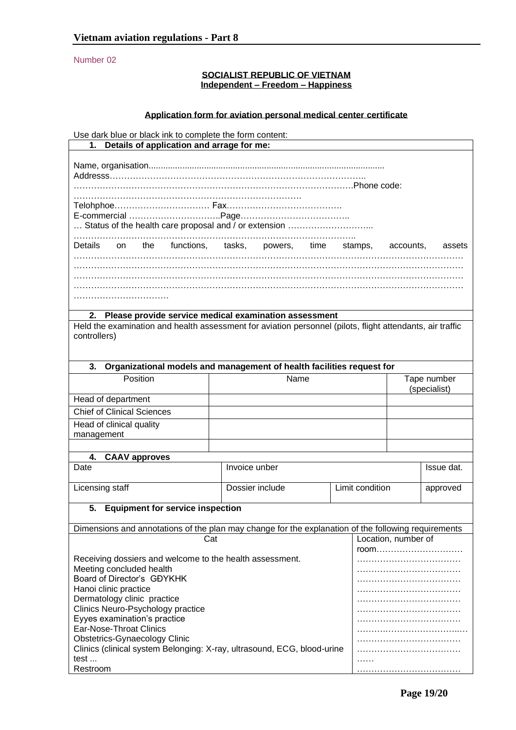Number 02

**SOCIALIST REPUBLIC OF VIETNAM**
**Independent – Freedom – Happiness**

## Application form for aviation personal medical center certificate

Use dark blue or black ink to complete the form content:

**1. Details of application and arrage for me:**

Name, organisation.................................................................................................
Addresss……………………………………………………………………………..
……………………………………………………………………………………Phone code:
…………………………………………………………………….
Telohphoe…………………………… Fax…………………………………
E-commercial …………………………..Page………………………………..
… Status of the health care proposal and / or extension ………………………...
……………………………………………………………………………………..
Details on the functions, tasks, powers, time stamps, accounts, assets
……………………………………………………………………………………………………………
……………………………………………………………………………………………………………
……………………………………………………………………………………………………………
……………………………………………………………………………………………………………
……………………………

**2. Please provide service medical examination assessment**

Held the examination and health assessment for aviation personnel (pilots, flight attendants, air traffic controllers)

**3. Organizational models and management of health facilities request for**

| Position | Name | Tape number (specialist) |
|---|---|---|
| Head of department | | |
| Chief of Clinical Sciences | | |
| Head of clinical quality management | | |
| | | |

**4. CAAV approves**

| Date | Invoice unber | | Issue dat. |
|---|---|---|---|
| Licensing staff | Dossier include | Limit condition | approved |

**5. Equipment for service inspection**

Dimensions and annotations of the plan may change for the explanation of the following requirements

| Cat | Location, number of room………………………… |
|---|---|
| Receiving dossiers and welcome to the health assessment. | ……………………………… |
| Meeting concluded health | ……………………………… |
| Board of Director's GĐYKHK | ……………………………… |
| Hanoi clinic practice | ……………………………… |
| Dermatology clinic practice | ……………………………… |
| Clinics Neuro-Psychology practice | ……………………………… |
| Eyyes examination's practice | ……………………………… |
| Ear-Nose-Throat Clinics | ……………………………… |
| Obstetrics-Gynaecology Clinic | ……………………………… |
| Clinics (clinical system Belonging: X-ray, ultrasound, ECG, blood-urine test ... | ……………………………… …… |
| Restroom | ……………………………… |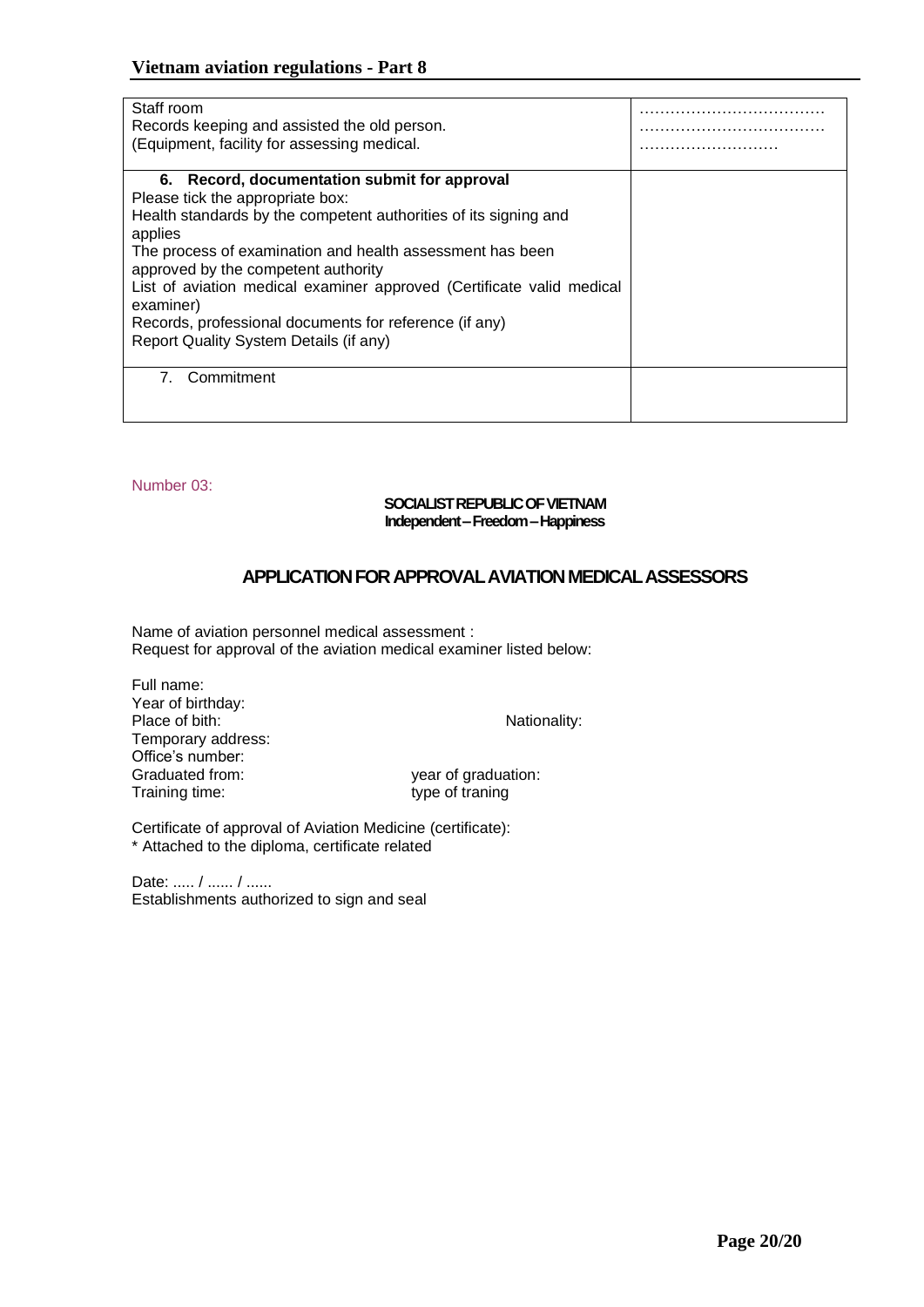| | |
|---|---|
| Staff room<br>Records keeping and assisted the old person.<br>(Equipment, facility for assessing medical. | ………………………………<br>………………………………<br>……………………… |
| **6. Record, documentation submit for approval**<br>Please tick the appropriate box:<br>Health standards by the competent authorities of its signing and applies<br>The process of examination and health assessment has been approved by the competent authority<br>List of aviation medical examiner approved (Certificate valid medical examiner)<br>Records, professional documents for reference (if any)<br>Report Quality System Details (if any) | |
| 7. Commitment | |

Number 03:

**SOCIALIST REPUBLIC OF VIETNAM**
**Independent – Freedom – Happiness**

## APPLICATION FOR APPROVAL AVIATION MEDICAL ASSESSORS

Name of aviation personnel medical assessment :
Request for approval of the aviation medical examiner listed below:

Full name:
Year of birthday:
Place of bith: Nationality:
Temporary address:
Office's number:
Graduated from: year of graduation:
Training time: type of traning

Certificate of approval of Aviation Medicine (certificate):
* Attached to the diploma, certificate related

Date: ..... / ...... / ......
Establishments authorized to sign and seal